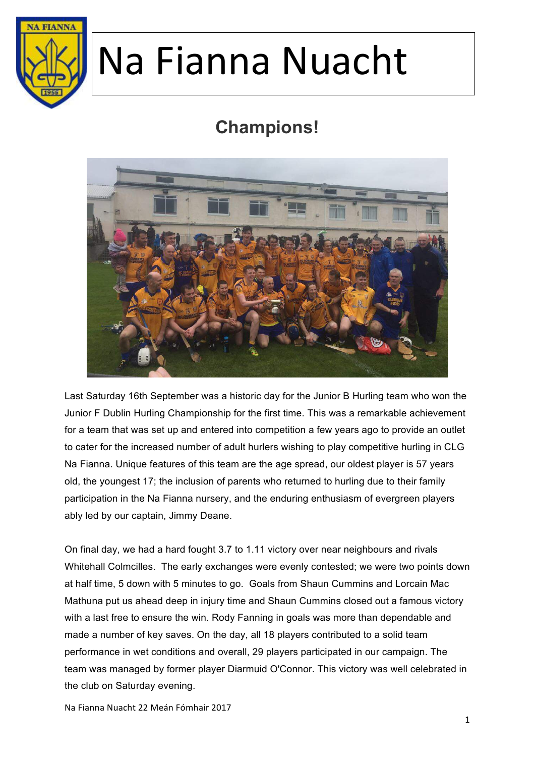# Na Fianna Nuacht

## Champions!

Last Saturday 16th September was a historic day for the Junior B Hurling team who won the Junior F Dublin Hurling Championship for the first time. This was a remarkable achievement for a team that was set up and entered into competition a few years ago to provide an outlet to cater for the increased number of adult hurlers wishing to play competitive hurling in CLG Na Fianna. Unique features of this team are the age spread, our oldest player is 57 years old, the youngest 17; the inclusion of parents who returned to hurling due to their family participation in the Na Fianna nursery, and the enduring enthusiasm of evergreen players ably led by our captain, Jimmy Deane.

On final day, we had a hard fought 3.7 to 1.11 victory over near neighbours and rivals Whitehall Colmcilles. The early exchanges were evenly contested; we were two points down at half time, 5 down with 5 minutes to go. Goals from Shaun Cummins and Lorcain Mac Mathuna put us ahead deep in injury time and Shaun Cummins closed out a famous victory with a last free to ensure the win. Rody Fanning in goals was more than dependable and made a number of key saves. On the day, all 18 players contributed to a solid team performance in wet conditions and overall, 29 players participated in our campaign. The team was managed by former player Diarmuid O'Connor. This victory was well celebrated in the club on Saturday evening.

Na Fianna Nuacht 22 Meán Fómhair 2017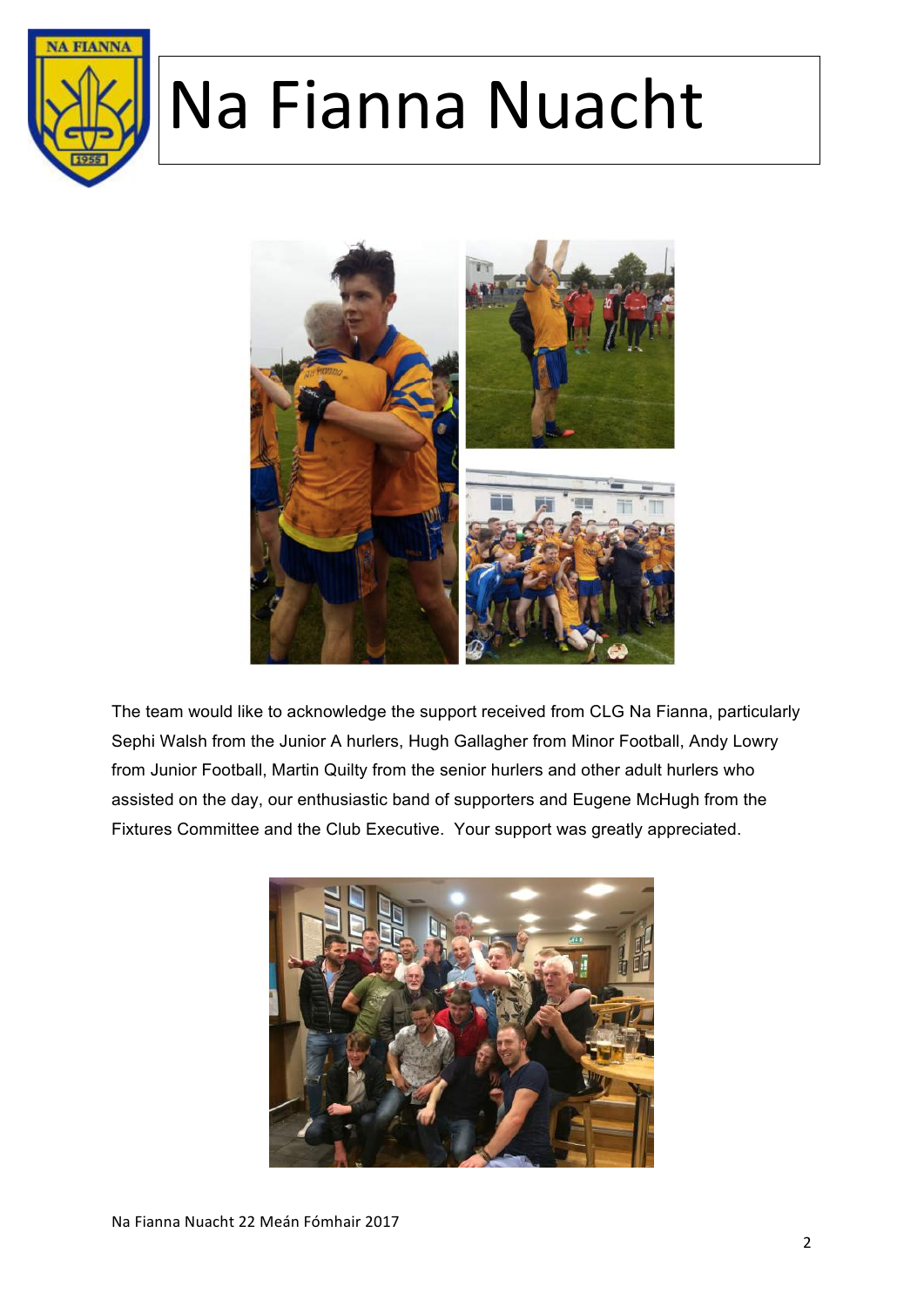# Na Fianna Nuacht

The team would like to acknowledge the support received from CLG Na Fianna, particularly Sephi Walsh from the Junior A hurlers, Hugh Gallagher from Minor Football, Andy Lowry from Junior Football, Martin Quilty from the senior hurlers and other adult hurlers who assisted on the day, our enthusiastic band of supporters and Eugene McHugh from the Fixtures Committee and the Club Executive. Your support was greatly appreciated.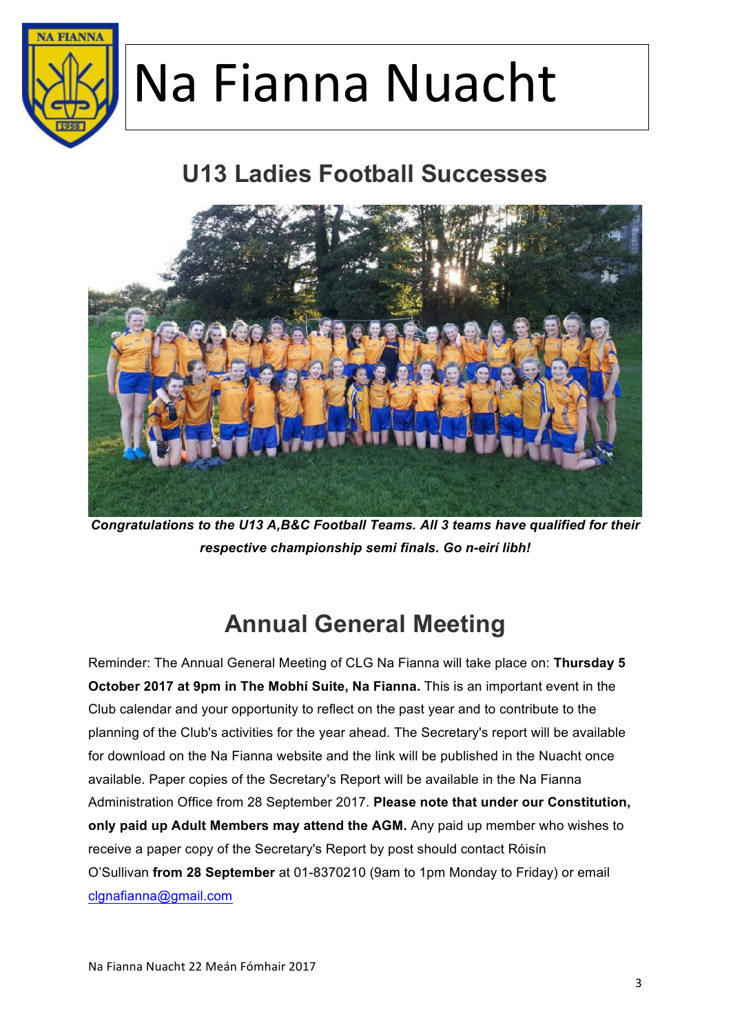# Na Fianna Nuacht

## U13 Ladies Football Successes

***Congratulations to the U13 A,B&C Football Teams. All 3 teams have qualified for their respective championship semi finals. Go n-eirí libh!***

## Annual General Meeting

Reminder: The Annual General Meeting of CLG Na Fianna will take place on: **Thursday 5 October 2017 at 9pm in The Mobhí Suite, Na Fianna.** This is an important event in the Club calendar and your opportunity to reflect on the past year and to contribute to the planning of the Club's activities for the year ahead. The Secretary's report will be available for download on the Na Fianna website and the link will be published in the Nuacht once available. Paper copies of the Secretary's Report will be available in the Na Fianna Administration Office from 28 September 2017. **Please note that under our Constitution, only paid up Adult Members may attend the AGM.** Any paid up member who wishes to receive a paper copy of the Secretary's Report by post should contact Róisín O'Sullivan **from 28 September** at 01-8370210 (9am to 1pm Monday to Friday) or email clgnafianna@gmail.com

Na Fianna Nuacht 22 Meán Fómhair 2017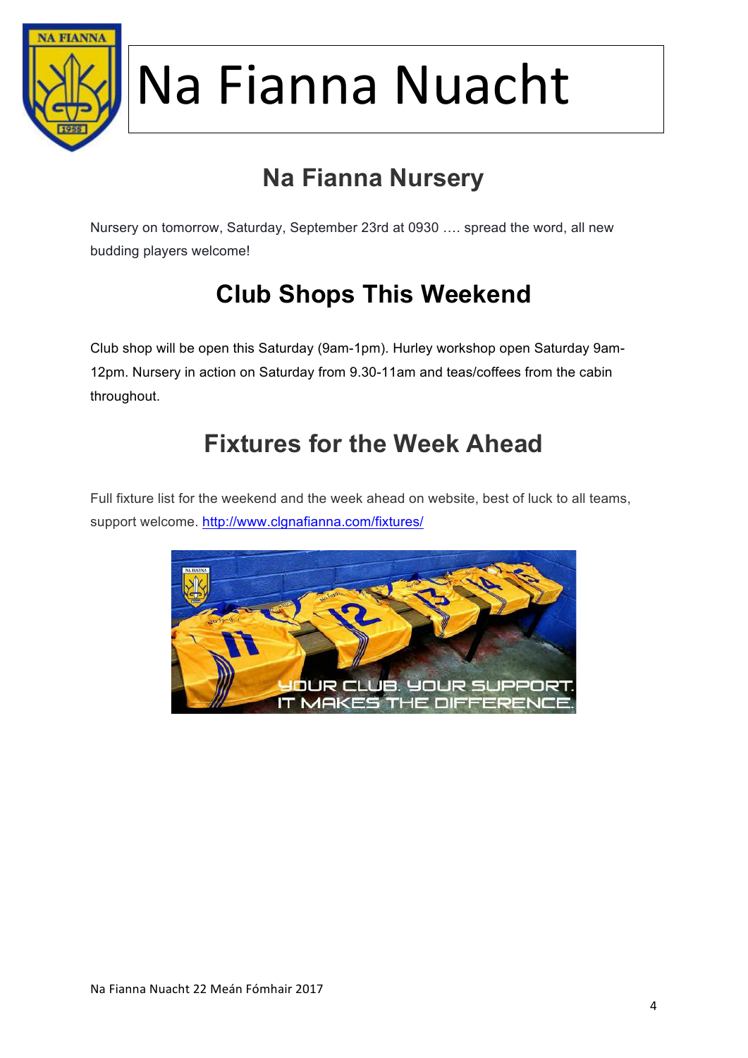# Na Fianna Nuacht

## Na Fianna Nursery

Nursery on tomorrow, Saturday, September 23rd at 0930 …. spread the word, all new budding players welcome!

## Club Shops This Weekend

Club shop will be open this Saturday (9am-1pm). Hurley workshop open Saturday 9am-12pm. Nursery in action on Saturday from 9.30-11am and teas/coffees from the cabin throughout.

## Fixtures for the Week Ahead

Full fixture list for the weekend and the week ahead on website, best of luck to all teams, support welcome. http://www.clgnafianna.com/fixtures/

YOUR CLUB. YOUR SUPPORT. IT MAKES THE DIFFERENCE.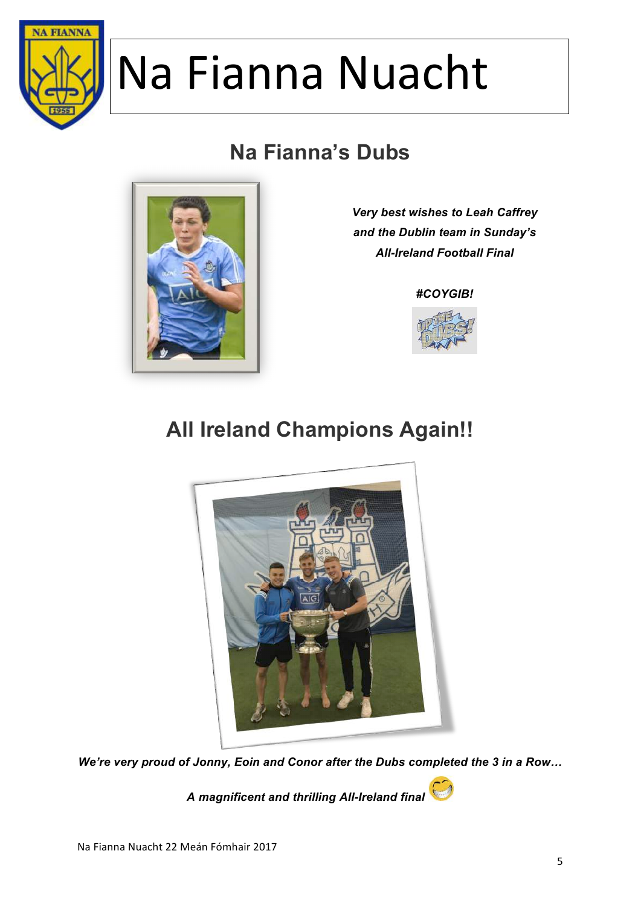# Na Fianna Nuacht

## Na Fianna's Dubs

***Very best wishes to Leah Caffrey and the Dublin team in Sunday's All-Ireland Football Final***

***#COYGIB!***

## All Ireland Champions Again!!

***We're very proud of Jonny, Eoin and Conor after the Dubs completed the 3 in a Row…***

***A magnificent and thrilling All-Ireland final***

Na Fianna Nuacht 22 Meán Fómhair 2017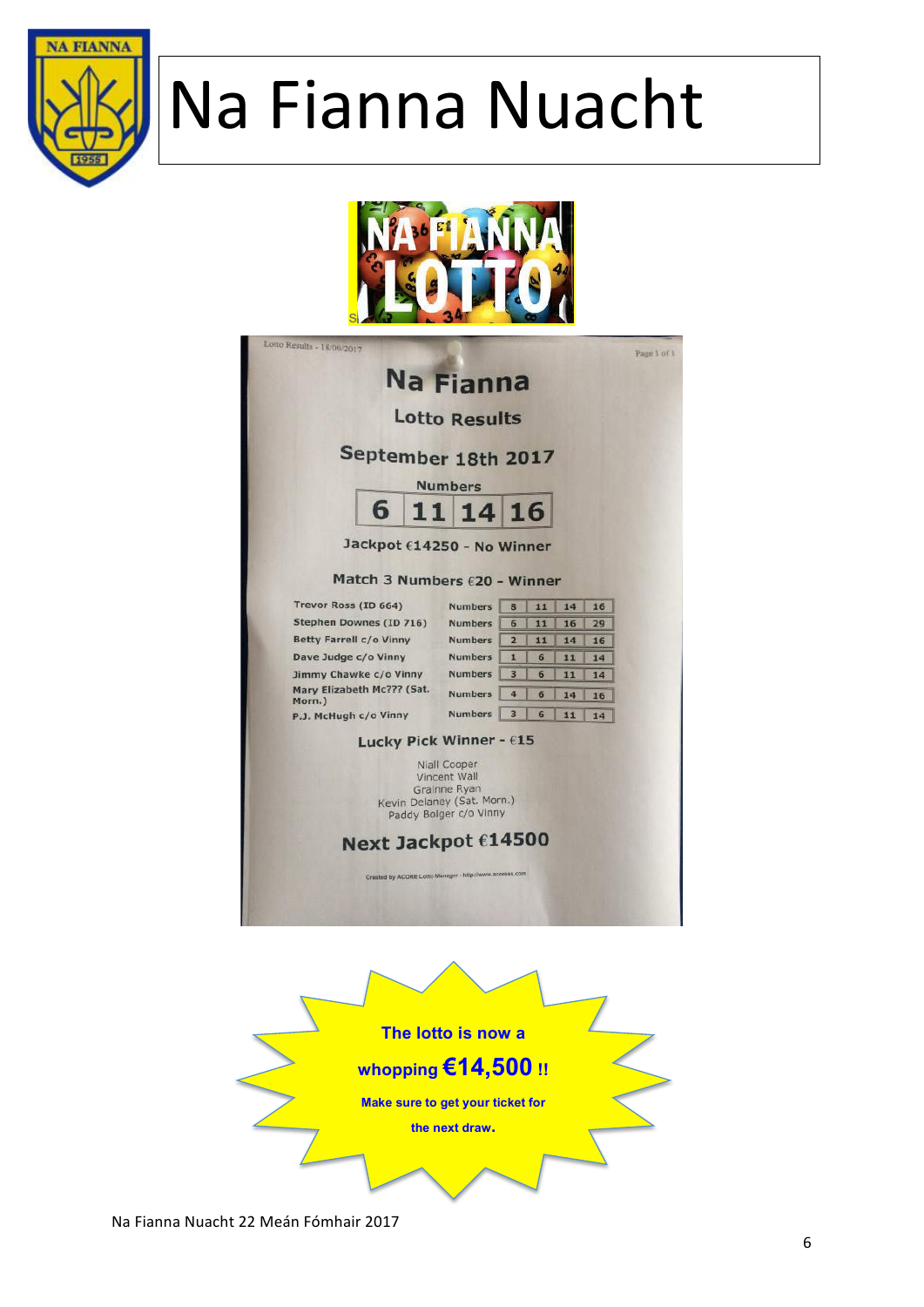# Na Fianna Nuacht

NA FIANNA LOTTO

Lotto Results - 18/09/2017

## Na Fianna

### Lotto Results

### September 18th 2017

Numbers

| 6 | 11 | 14 | 16 |
|---|---|---|---|

**Jackpot €14250 - No Winner**

**Match 3 Numbers €20 - Winner**

| Name | | | | | |
|---|---|---|---|---|---|
| Trevor Ross (ID 664) | Numbers | 8 | 11 | 14 | 16 |
| Stephen Downes (ID 716) | Numbers | 6 | 11 | 16 | 29 |
| Betty Farrell c/o Vinny | Numbers | 2 | 11 | 14 | 16 |
| Dave Judge c/o Vinny | Numbers | 1 | 6 | 11 | 14 |
| Jimmy Chawke c/o Vinny | Numbers | 3 | 6 | 11 | 14 |
| Mary Elizabeth Mc??? (Sat. Morn.) | Numbers | 4 | 6 | 14 | 16 |
| P.J. McHugh c/o Vinny | Numbers | 3 | 6 | 11 | 14 |

**Lucky Pick Winner - €15**

Niall Cooper
Vincent Wall
Grainne Ryan
Kevin Delaney (Sat. Morn.)
Paddy Bolger c/o Vinny

**Next Jackpot €14500**

Created by ACORE Lotto Manager - http://www.acoress.com

**The lotto is now a whopping €14,500 !!**

**Make sure to get your ticket for the next draw.**

Na Fianna Nuacht 22 Meán Fómhair 2017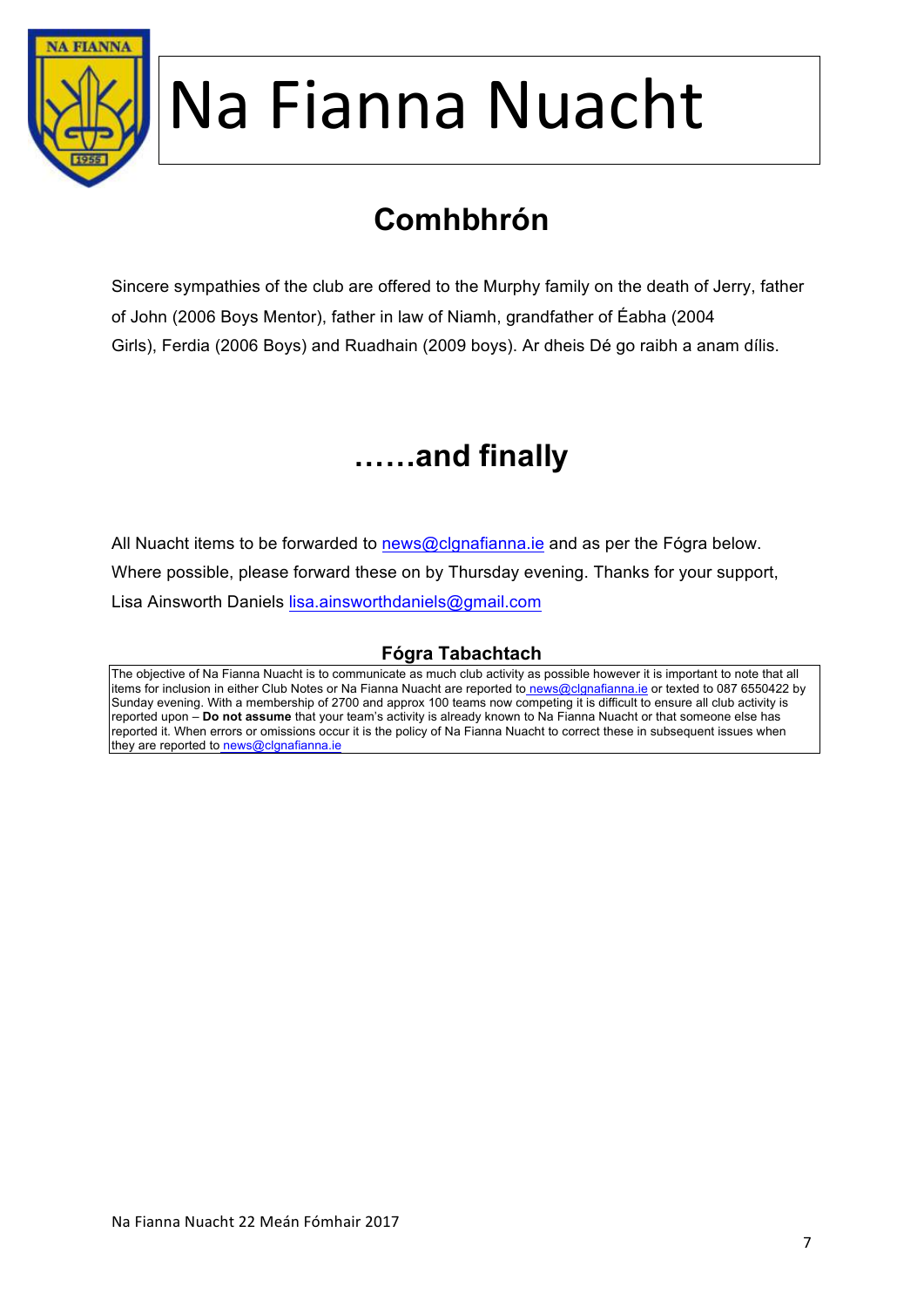# Na Fianna Nuacht

## Comhbhrón

Sincere sympathies of the club are offered to the Murphy family on the death of Jerry, father of John (2006 Boys Mentor), father in law of Niamh, grandfather of Éabha (2004 Girls), Ferdia (2006 Boys) and Ruadhain (2009 boys). Ar dheis Dé go raibh a anam dílis.

## ……and finally

All Nuacht items to be forwarded to news@clgnafianna.ie and as per the Fógra below. Where possible, please forward these on by Thursday evening. Thanks for your support, Lisa Ainsworth Daniels lisa.ainsworthdaniels@gmail.com

### Fógra Tabachtach

The objective of Na Fianna Nuacht is to communicate as much club activity as possible however it is important to note that all items for inclusion in either Club Notes or Na Fianna Nuacht are reported to news@clgnafianna.ie or texted to 087 6550422 by Sunday evening. With a membership of 2700 and approx 100 teams now competing it is difficult to ensure all club activity is reported upon – **Do not assume** that your team's activity is already known to Na Fianna Nuacht or that someone else has reported it. When errors or omissions occur it is the policy of Na Fianna Nuacht to correct these in subsequent issues when they are reported to news@clgnafianna.ie

Na Fianna Nuacht 22 Meán Fómhair 2017